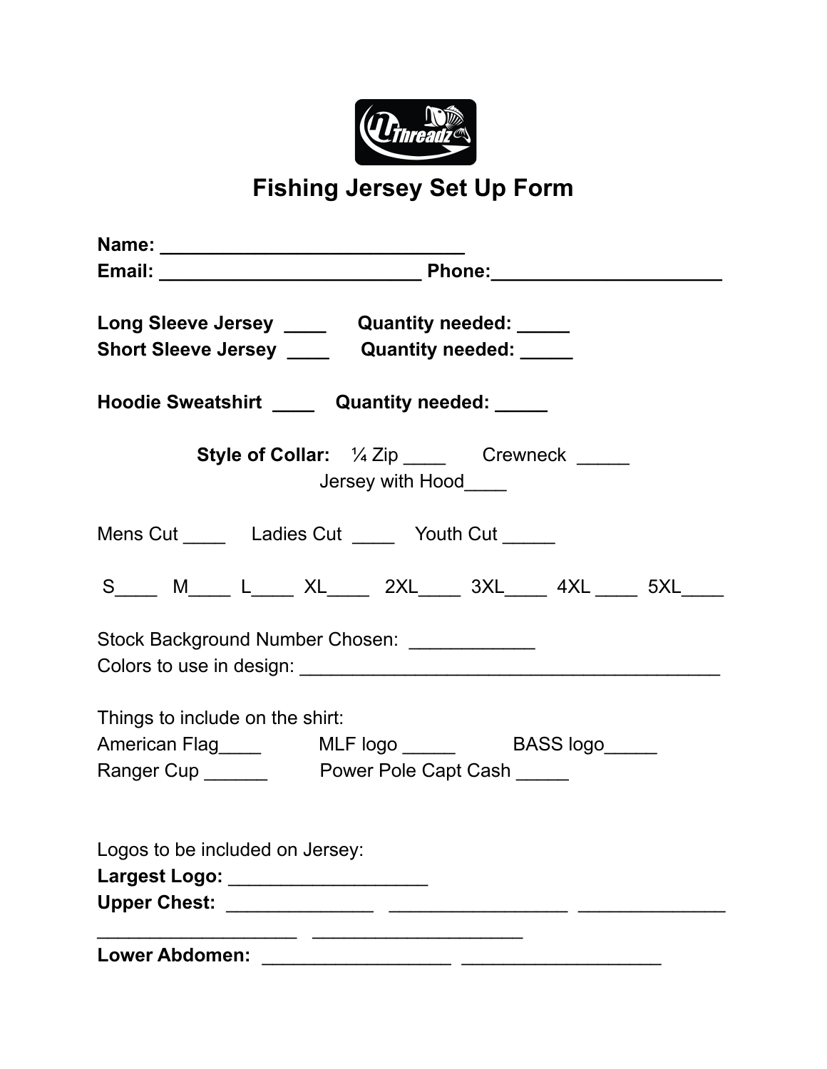# Fishing Jersey Set Up Form

**Name:** ____________________________

**Email:** ________________________ **Phone:**_____________________

**Long Sleeve Jersey** ____ **Quantity needed:** _____

**Short Sleeve Jersey** ____ **Quantity needed:** _____

**Hoodie Sweatshirt** ____ **Quantity needed:** _____

**Style of Collar:** ¼ Zip ____ Crewneck _____

Jersey with Hood____

Mens Cut ____ Ladies Cut ____ Youth Cut _____

S____ M____ L____ XL____ 2XL____ 3XL____ 4XL ____ 5XL____

Stock Background Number Chosen: ____________

Colors to use in design: ________________________________________

Things to include on the shirt:

American Flag____ MLF logo _____ BASS logo_____

Ranger Cup ______ Power Pole Capt Cash _____

Logos to be included on Jersey:

**Largest Logo:** __________________

**Upper Chest:** ______________ ________________ ______________

___________________ ____________________

**Lower Abdomen:** _________________ __________________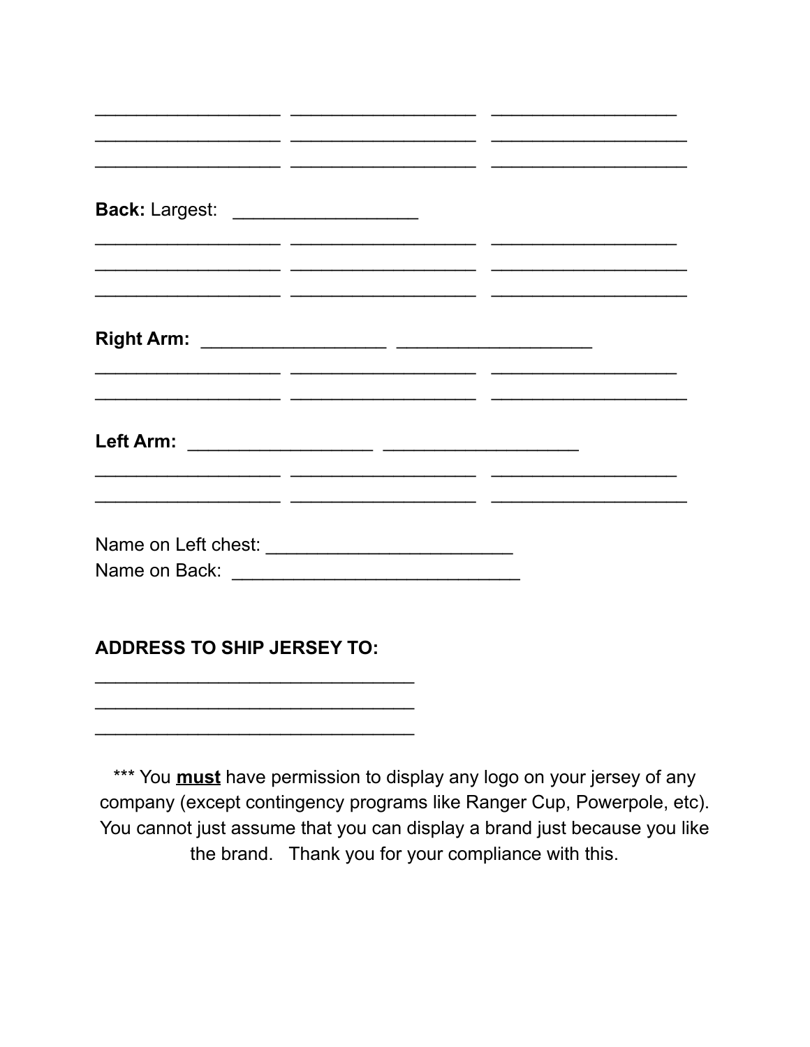__________________ __________________ __________________
__________________ __________________ ___________________
__________________ __________________ ___________________

**Back:** Largest: __________________

__________________ __________________ __________________
__________________ __________________ ___________________
__________________ __________________ ___________________

**Right Arm:** __________________ ___________________

__________________ __________________ __________________
__________________ __________________ ___________________

**Left Arm:** __________________ ___________________

__________________ __________________ __________________
__________________ __________________ ___________________

Name on Left chest: ________________________
Name on Back: ____________________________

**ADDRESS TO SHIP JERSEY TO:**

_______________________________
_______________________________
_______________________________

*** You <u>**must**</u> have permission to display any logo on your jersey of any company (except contingency programs like Ranger Cup, Powerpole, etc). You cannot just assume that you can display a brand just because you like the brand. Thank you for your compliance with this.